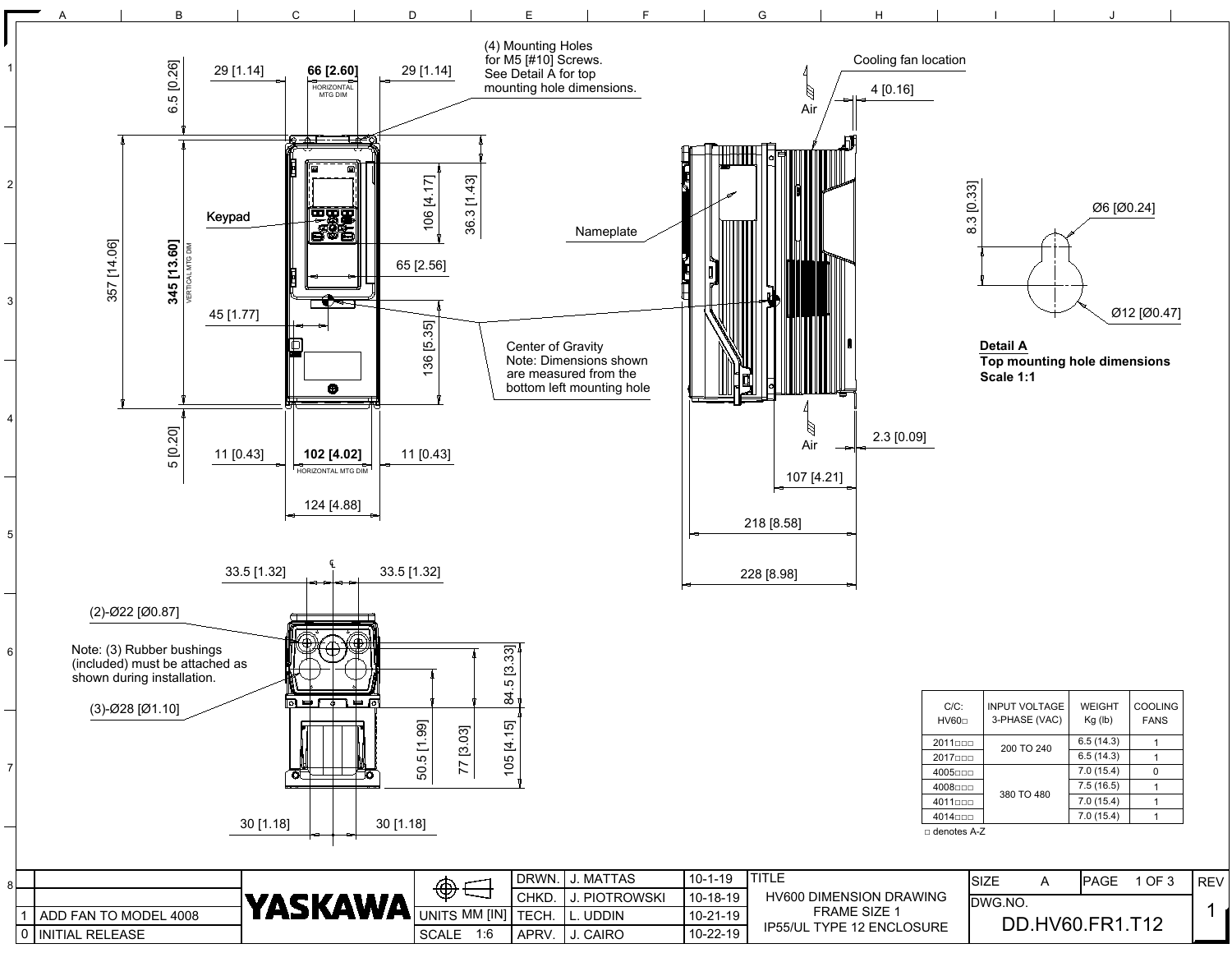(4) Mounting Holes for M5 [#10] Screws. See Detail A for top mounting hole dimensions.

29 [1.14] | 66 [2.60] HORIZONTAL MTG DIM | 29 [1.14]

6.5 [0.26]

357 [14.06]

345 [13.60] VERTICAL MTG DIM

Keypad

106 [4.17]

36.3 [1.43]

65 [2.56]

45 [1.77]

136 [5.35]

Center of Gravity
Note: Dimensions shown are measured from the bottom left mounting hole

5 [0.20]

11 [0.43] | 102 [4.02] HORIZONTAL MTG DIM | 11 [0.43]

124 [4.88]

Cooling fan location

Air

4 [0.16]

Nameplate

Air

2.3 [0.09]

107 [4.21]

218 [8.58]

228 [8.98]

8.3 [0.33]

Ø6 [Ø0.24]

Ø12 [Ø0.47]

**Detail A**
**Top mounting hole dimensions**
**Scale 1:1**

33.5 [1.32] | 33.5 [1.32]

(2)-Ø22 [Ø0.87]

Note: (3) Rubber bushings (included) must be attached as shown during installation.

(3)-Ø28 [Ø1.10]

84.5 [3.33]

50.5 [1.99]

77 [3.03]

105 [4.15]

30 [1.18] | 30 [1.18]

| C/C: HV60□ | INPUT VOLTAGE 3-PHASE (VAC) | WEIGHT Kg (lb) | COOLING FANS |
|---|---|---|---|
| 2011□□□ | 200 TO 240 | 6.5 (14.3) | 1 |
| 2017□□□ | | 6.5 (14.3) | 1 |
| 4005□□□ | 380 TO 480 | 7.0 (15.4) | 0 |
| 4008□□□ | | 7.5 (16.5) | 1 |
| 4011□□□ | | 7.0 (15.4) | 1 |
| 4014□□□ | | 7.0 (15.4) | 1 |

□ denotes A-Z

| REV | DESCRIPTION |
|---|---|
| 1 | ADD FAN TO MODEL 4008 |
| 0 | INITIAL RELEASE |

YASKAWA

UNITS MM [IN] | SCALE 1:6

| | | |
|---|---|---|
| DRWN. | J. MATTAS | 10-1-19 |
| CHKD. | J. PIOTROWSKI | 10-18-19 |
| TECH. | L. UDDIN | 10-21-19 |
| APRV. | J. CAIRO | 10-22-19 |

TITLE: HV600 DIMENSION DRAWING FRAME SIZE 1 IP55/UL TYPE 12 ENCLOSURE

SIZE A | PAGE 1 OF 3 | REV 1

DWG.NO. DD.HV60.FR1.T12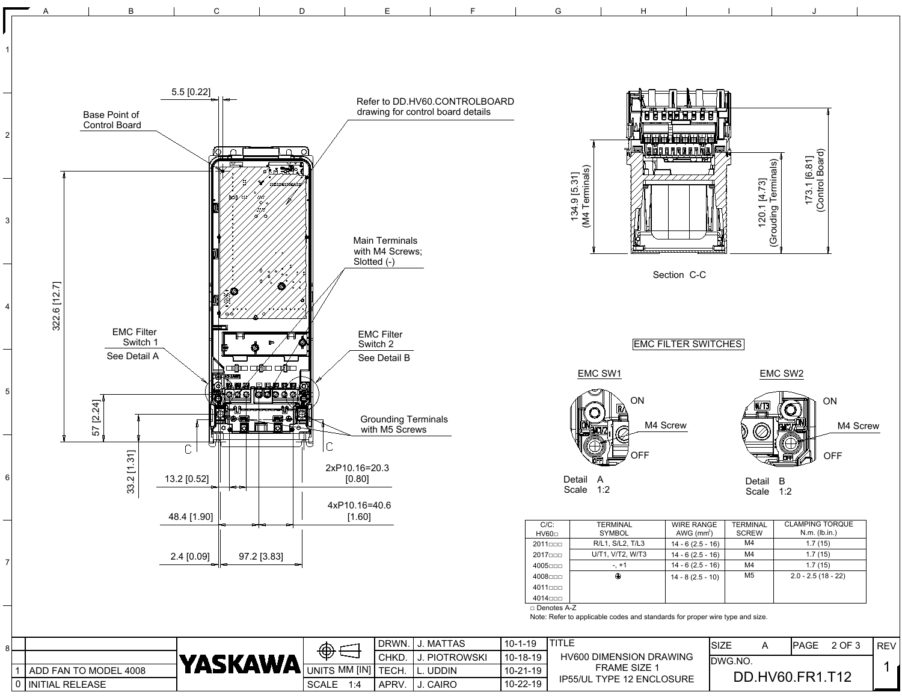Base Point of Control Board

5.5 [0.22]

Refer to DD.HV60.CONTROLBOARD drawing for control board details

322.6 [12.7]

Main Terminals with M4 Screws; Slotted (-)

EMC Filter Switch 1
See Detail A

EMC Filter Switch 2
See Detail B

57 [2.24]

33.2 [1.31]

Grounding Terminals with M5 Screws

C C

13.2 [0.52]

2xP10.16=20.3 [0.80]

48.4 [1.90]

4xP10.16=40.6 [1.60]

2.4 [0.09]

97.2 [3.83]

134.9 [5.31] (M4 Terminals)

120.1 [4.73] (Grouding Terminals)

173.1 [6.81] (Control Board)

Section C-C

EMC FILTER SWITCHES

EMC SW1: ON, M4 Screw, OFF
Detail A
Scale 1:2

EMC SW2: ON, M4 Screw, OFF
Detail B
Scale 1:2

| C/C: HV60□ | TERMINAL SYMBOL | WIRE RANGE AWG ($mm^2$) | TERMINAL SCREW | CLAMPING TORQUE N.m. (lb.in.) |
|---|---|---|---|---|
| 2011□□□ | R/L1, S/L2, T/L3 | 14 - 6 (2.5 - 16) | M4 | 1.7 (15) |
| 2017□□□ | U/T1, V/T2, W/T3 | 14 - 6 (2.5 - 16) | M4 | 1.7 (15) |
| 4005□□□ | -, +1 | 14 - 6 (2.5 - 16) | M4 | 1.7 (15) |
| 4008□□□ | ⏚ | 14 - 8 (2.5 - 10) | M5 | 2.0 - 2.5 (18 - 22) |
| 4011□□□ | | | | |
| 4014□□□ | | | | |

□ Denotes A-Z

Note: Refer to applicable codes and standards for proper wire type and size.

| REV | DESCRIPTION |
|---|---|
| 1 | ADD FAN TO MODEL 4008 |
| 0 | INITIAL RELEASE |

YASKAWA

UNITS MM [IN] | SCALE 1:4

| | | |
|---|---|---|
| DRWN. | J. MATTAS | 10-1-19 |
| CHKD. | J. PIOTROWSKI | 10-18-19 |
| TECH. | L. UDDIN | 10-21-19 |
| APRV. | J. CAIRO | 10-22-19 |

TITLE: HV600 DIMENSION DRAWING FRAME SIZE 1 IP55/UL TYPE 12 ENCLOSURE

SIZE: A | PAGE 2 OF 3 | REV 1

DWG.NO. DD.HV60.FR1.T12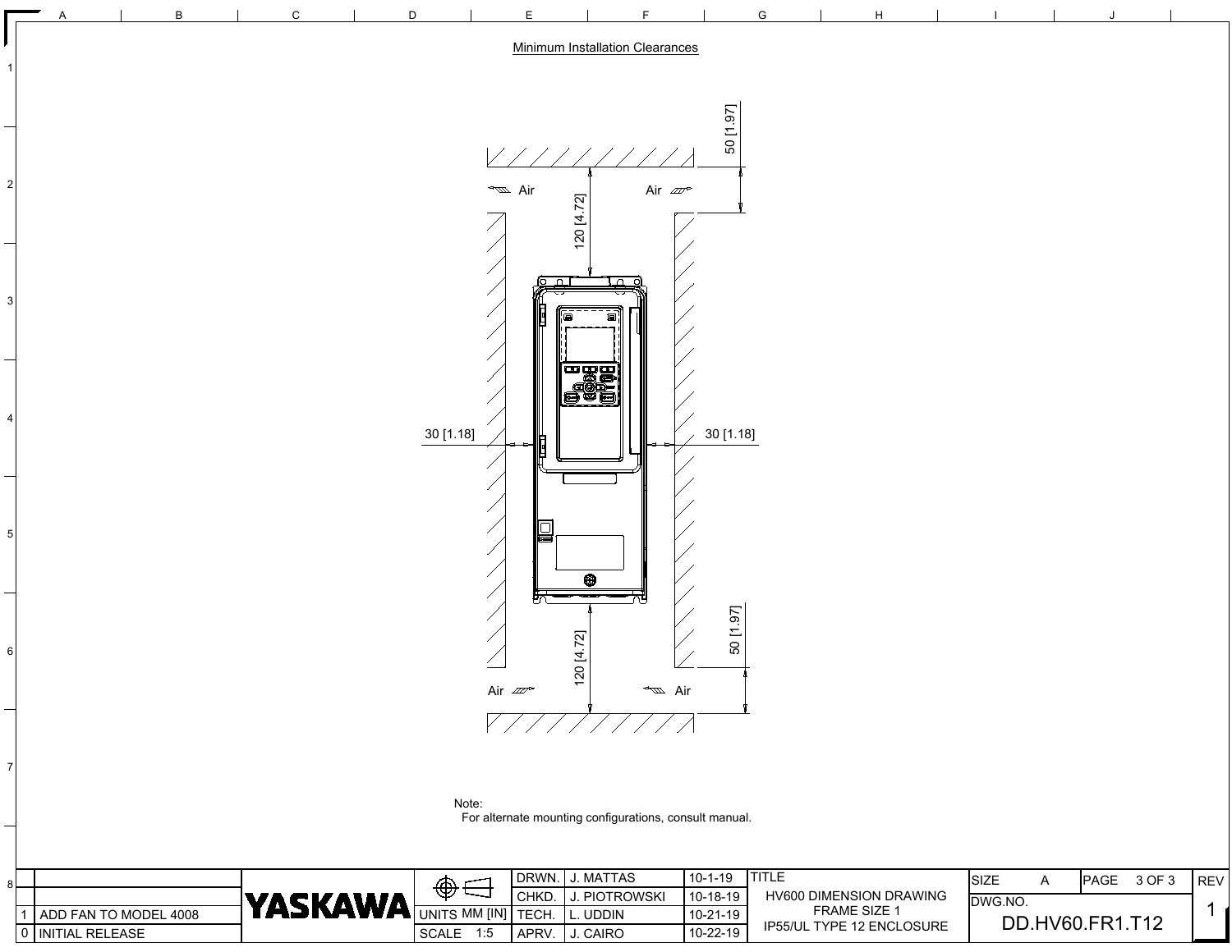Minimum Installation Clearances

50 [1.97]

Air

Air

120 [4.72]

30 [1.18]

30 [1.18]

120 [4.72]

50 [1.97]

Air

Air

Note:
For alternate mounting configurations, consult manual.

| | | | | | | | |
|---|---|---|---|---|---|---|---|
| | | YASKAWA | | DRWN. | J. MATTAS | 10-1-19 | TITLE HV600 DIMENSION DRAWING FRAME SIZE 1 IP55/UL TYPE 12 ENCLOSURE |
| | | | | CHKD. | J. PIOTROWSKI | 10-18-19 | |
| 1 | ADD FAN TO MODEL 4008 | | UNITS MM [IN] | TECH. | L. UDDIN | 10-21-19 | |
| 0 | INITIAL RELEASE | | SCALE 1:5 | APRV. | J. CAIRO | 10-22-19 | |

SIZE A | DWG.NO. DD.HV60.FR1.T12 | REV 1